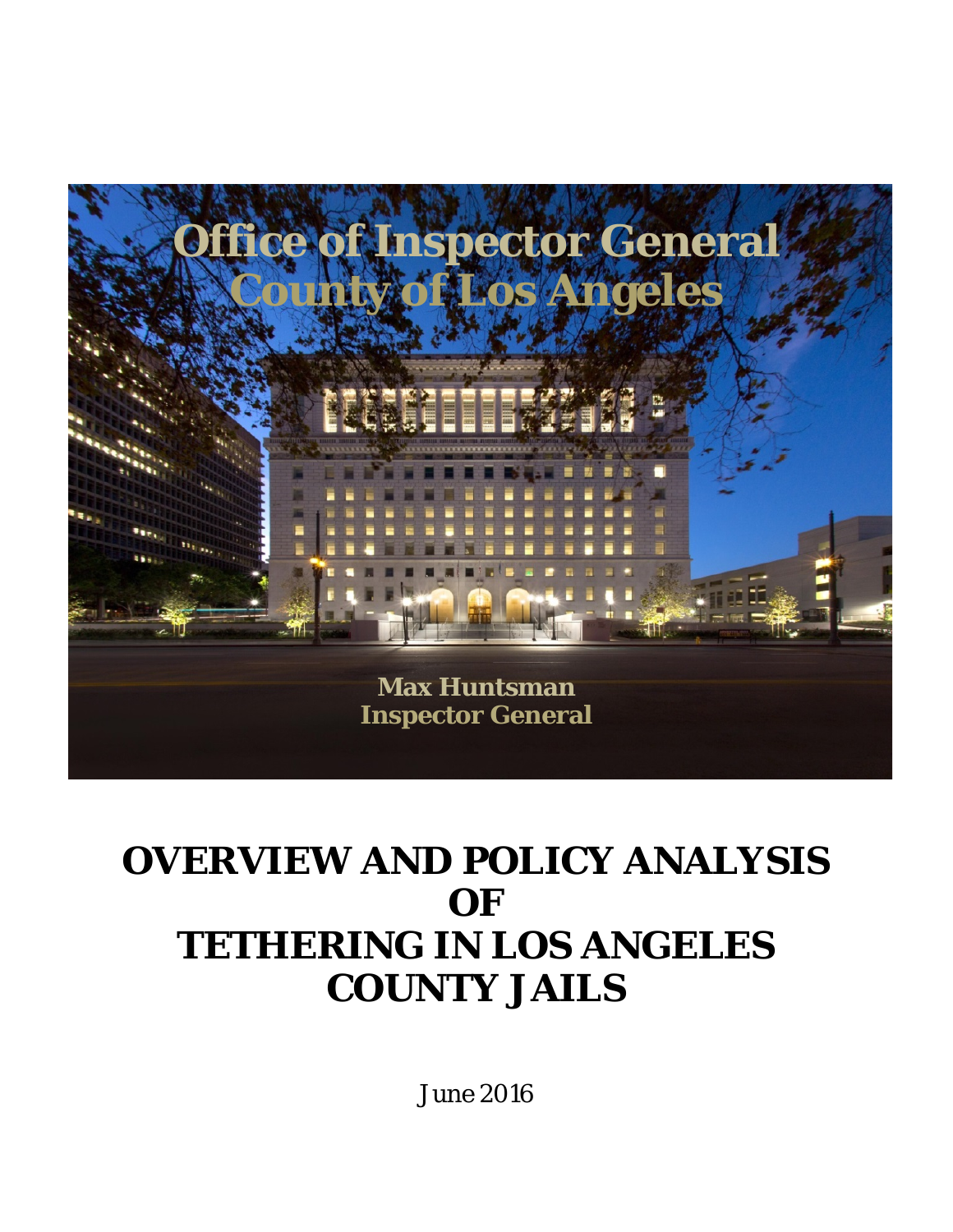# Office of Inspector General
# County of Los Angeles

**Max Huntsman**
**Inspector General**

# OVERVIEW AND POLICY ANALYSIS OF TETHERING IN LOS ANGELES COUNTY JAILS

June 2016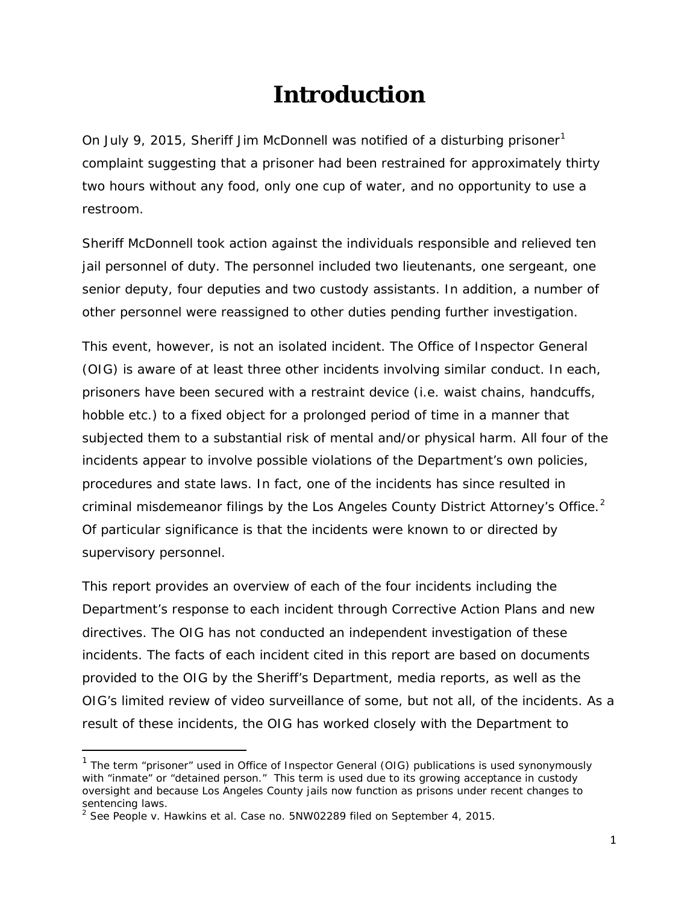# Introduction

On July 9, 2015, Sheriff Jim McDonnell was notified of a disturbing prisoner[1] complaint suggesting that a prisoner had been restrained for approximately thirty two hours without any food, only one cup of water, and no opportunity to use a restroom.

Sheriff McDonnell took action against the individuals responsible and relieved ten jail personnel of duty. The personnel included two lieutenants, one sergeant, one senior deputy, four deputies and two custody assistants. In addition, a number of other personnel were reassigned to other duties pending further investigation.

This event, however, is not an isolated incident. The Office of Inspector General (OIG) is aware of at least three other incidents involving similar conduct. In each, prisoners have been secured with a restraint device (i.e. waist chains, handcuffs, hobble etc.) to a fixed object for a prolonged period of time in a manner that subjected them to a substantial risk of mental and/or physical harm. All four of the incidents appear to involve possible violations of the Department's own policies, procedures and state laws. In fact, one of the incidents has since resulted in criminal misdemeanor filings by the Los Angeles County District Attorney's Office.[2] Of particular significance is that the incidents were known to or directed by supervisory personnel.

This report provides an overview of each of the four incidents including the Department's response to each incident through Corrective Action Plans and new directives. The OIG has not conducted an independent investigation of these incidents. The facts of each incident cited in this report are based on documents provided to the OIG by the Sheriff's Department, media reports, as well as the OIG's limited review of video surveillance of some, but not all, of the incidents. As a result of these incidents, the OIG has worked closely with the Department to

---

[1] The term "prisoner" used in Office of Inspector General (OIG) publications is used synonymously with "inmate" or "detained person." This term is used due to its growing acceptance in custody oversight and because Los Angeles County jails now function as prisons under recent changes to sentencing laws.

[2] See People v. Hawkins et al. Case no. 5NW02289 filed on September 4, 2015.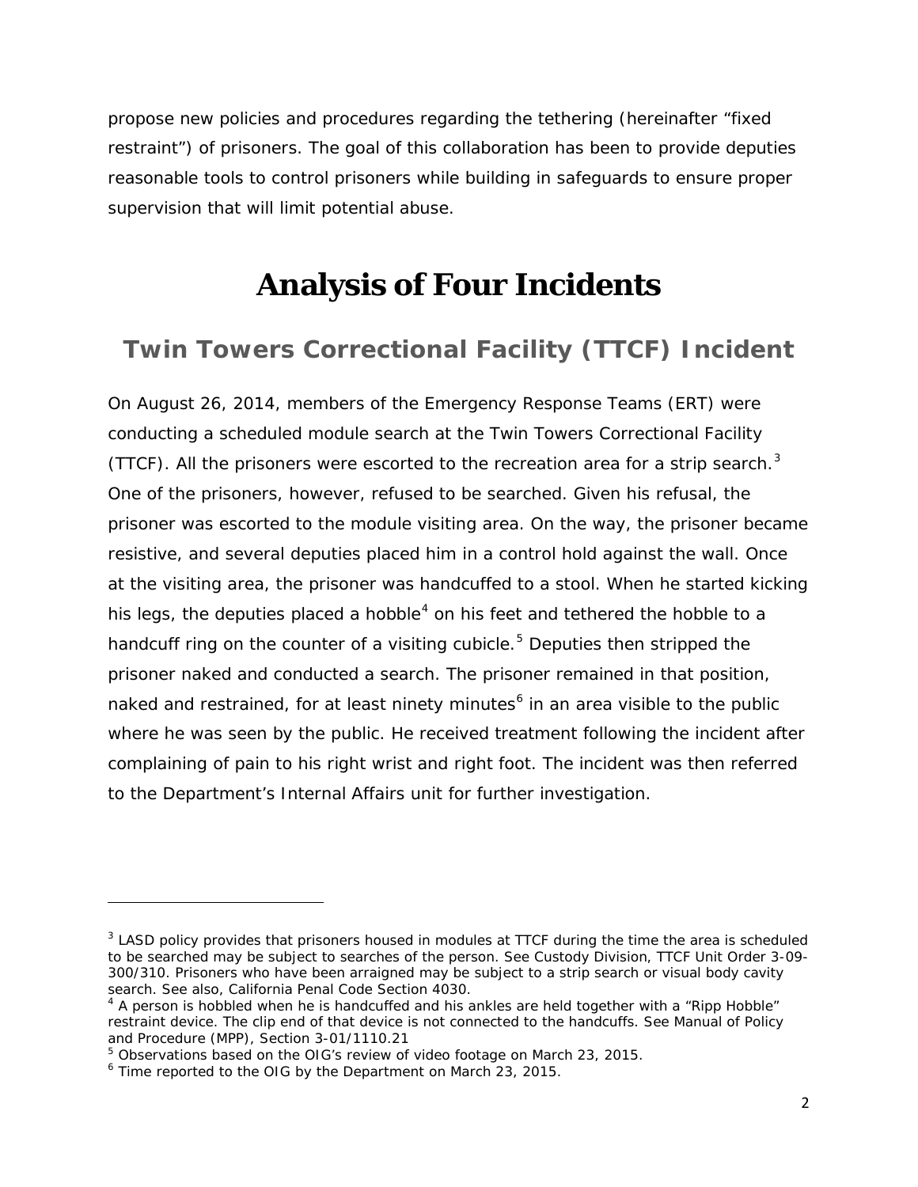propose new policies and procedures regarding the tethering (hereinafter "fixed restraint") of prisoners. The goal of this collaboration has been to provide deputies reasonable tools to control prisoners while building in safeguards to ensure proper supervision that will limit potential abuse.

# Analysis of Four Incidents

## Twin Towers Correctional Facility (TTCF) Incident

On August 26, 2014, members of the Emergency Response Teams (ERT) were conducting a scheduled module search at the Twin Towers Correctional Facility (TTCF). All the prisoners were escorted to the recreation area for a strip search.[3] One of the prisoners, however, refused to be searched. Given his refusal, the prisoner was escorted to the module visiting area. On the way, the prisoner became resistive, and several deputies placed him in a control hold against the wall. Once at the visiting area, the prisoner was handcuffed to a stool. When he started kicking his legs, the deputies placed a hobble[4] on his feet and tethered the hobble to a handcuff ring on the counter of a visiting cubicle.[5] Deputies then stripped the prisoner naked and conducted a search. The prisoner remained in that position, naked and restrained, for at least ninety minutes[6] in an area visible to the public where he was seen by the public. He received treatment following the incident after complaining of pain to his right wrist and right foot. The incident was then referred to the Department's Internal Affairs unit for further investigation.

---

[3] LASD policy provides that prisoners housed in modules at TTCF during the time the area is scheduled to be searched may be subject to searches of the person. See Custody Division, TTCF Unit Order 3-09-300/310. Prisoners who have been arraigned may be subject to a strip search or visual body cavity search. See also, California Penal Code Section 4030.

[4] A person is hobbled when he is handcuffed and his ankles are held together with a "Ripp Hobble" restraint device. The clip end of that device is not connected to the handcuffs. See Manual of Policy and Procedure (MPP), Section 3-01/1110.21

[5] Observations based on the OIG's review of video footage on March 23, 2015.

[6] Time reported to the OIG by the Department on March 23, 2015.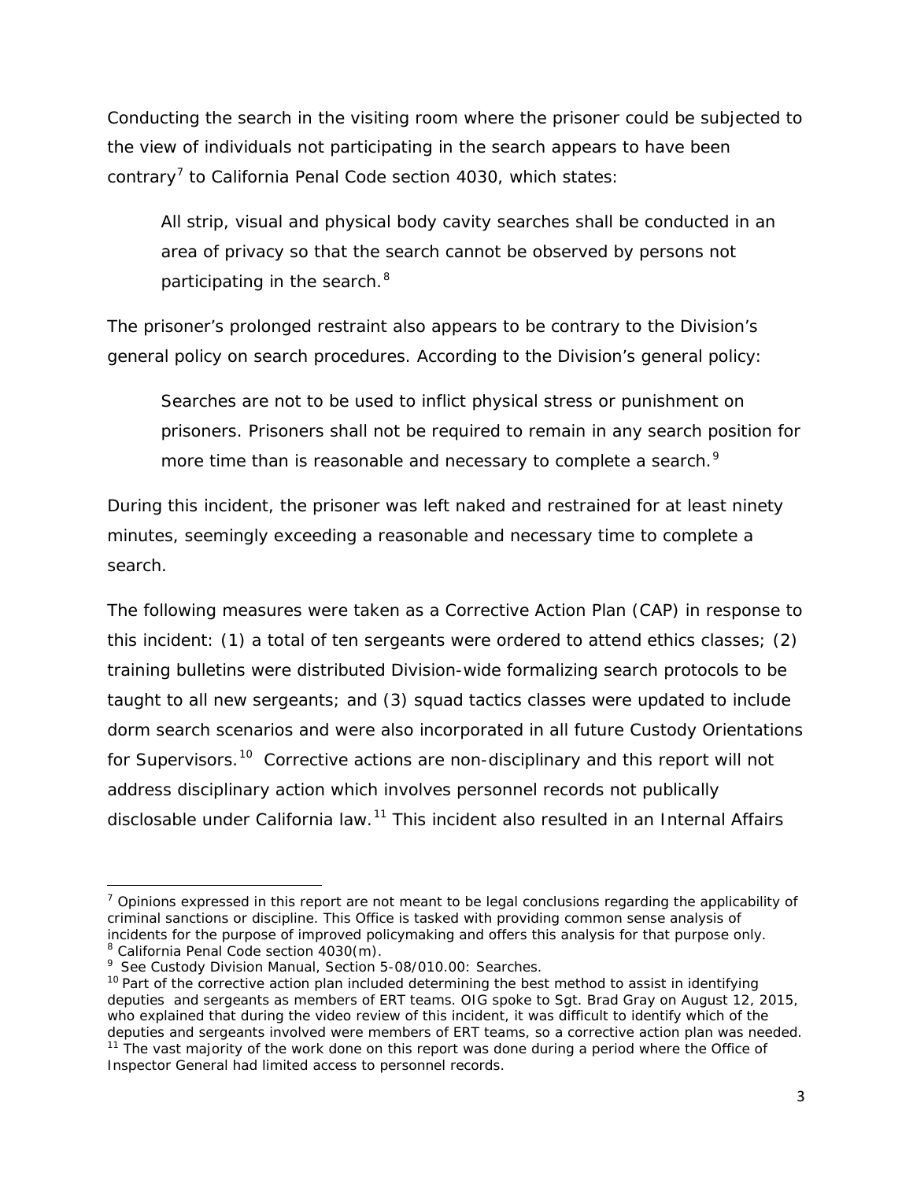Conducting the search in the visiting room where the prisoner could be subjected to the view of individuals not participating in the search appears to have been contrary[7] to California Penal Code section 4030, which states:

> All strip, visual and physical body cavity searches shall be conducted in an area of privacy so that the search cannot be observed by persons not participating in the search.[8]

The prisoner's prolonged restraint also appears to be contrary to the Division's general policy on search procedures. According to the Division's general policy:

> Searches are not to be used to inflict physical stress or punishment on prisoners. Prisoners shall not be required to remain in any search position for more time than is reasonable and necessary to complete a search.[9]

During this incident, the prisoner was left naked and restrained for at least ninety minutes, seemingly exceeding a reasonable and necessary time to complete a search.

The following measures were taken as a Corrective Action Plan (CAP) in response to this incident: (1) a total of ten sergeants were ordered to attend ethics classes; (2) training bulletins were distributed Division-wide formalizing search protocols to be taught to all new sergeants; and (3) squad tactics classes were updated to include dorm search scenarios and were also incorporated in all future Custody Orientations for Supervisors.[10] Corrective actions are non-disciplinary and this report will not address disciplinary action which involves personnel records not publically disclosable under California law.[11] This incident also resulted in an Internal Affairs

---

[7] Opinions expressed in this report are not meant to be legal conclusions regarding the applicability of criminal sanctions or discipline. This Office is tasked with providing common sense analysis of incidents for the purpose of improved policymaking and offers this analysis for that purpose only.

[8] California Penal Code section 4030(m).

[9] See Custody Division Manual, Section 5-08/010.00: Searches.

[10] Part of the corrective action plan included determining the best method to assist in identifying deputies and sergeants as members of ERT teams. OIG spoke to Sgt. Brad Gray on August 12, 2015, who explained that during the video review of this incident, it was difficult to identify which of the deputies and sergeants involved were members of ERT teams, so a corrective action plan was needed.

[11] The vast majority of the work done on this report was done during a period where the Office of Inspector General had limited access to personnel records.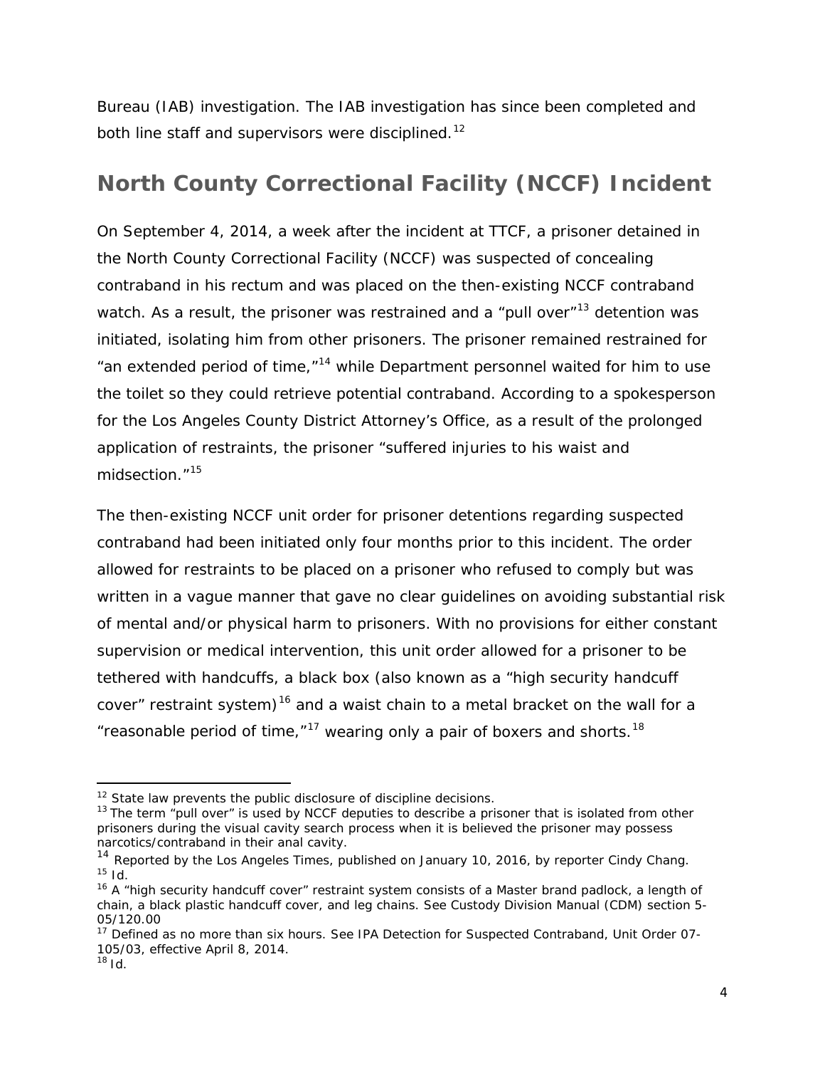Bureau (IAB) investigation. The IAB investigation has since been completed and both line staff and supervisors were disciplined.[12]

## North County Correctional Facility (NCCF) Incident

On September 4, 2014, a week after the incident at TTCF, a prisoner detained in the North County Correctional Facility (NCCF) was suspected of concealing contraband in his rectum and was placed on the then-existing NCCF contraband watch. As a result, the prisoner was restrained and a "pull over"[13] detention was initiated, isolating him from other prisoners. The prisoner remained restrained for "an extended period of time,"[14] while Department personnel waited for him to use the toilet so they could retrieve potential contraband. According to a spokesperson for the Los Angeles County District Attorney's Office, as a result of the prolonged application of restraints, the prisoner "suffered injuries to his waist and midsection."[15]

The then-existing NCCF unit order for prisoner detentions regarding suspected contraband had been initiated only four months prior to this incident. The order allowed for restraints to be placed on a prisoner who refused to comply but was written in a vague manner that gave no clear guidelines on avoiding substantial risk of mental and/or physical harm to prisoners. With no provisions for either constant supervision or medical intervention, this unit order allowed for a prisoner to be tethered with handcuffs, a black box (also known as a "high security handcuff cover" restraint system)[16] and a waist chain to a metal bracket on the wall for a "reasonable period of time,"[17] wearing only a pair of boxers and shorts.[18]

---

[12] State law prevents the public disclosure of discipline decisions.

[13] The term "pull over" is used by NCCF deputies to describe a prisoner that is isolated from other prisoners during the visual cavity search process when it is believed the prisoner may possess narcotics/contraband in their anal cavity.

[14] Reported by the Los Angeles Times, published on January 10, 2016, by reporter Cindy Chang.

[15] Id.

[16] A "high security handcuff cover" restraint system consists of a Master brand padlock, a length of chain, a black plastic handcuff cover, and leg chains. See Custody Division Manual (CDM) section 5-05/120.00

[17] Defined as no more than six hours. See IPA Detection for Suspected Contraband, Unit Order 07-105/03, effective April 8, 2014.

[18] Id.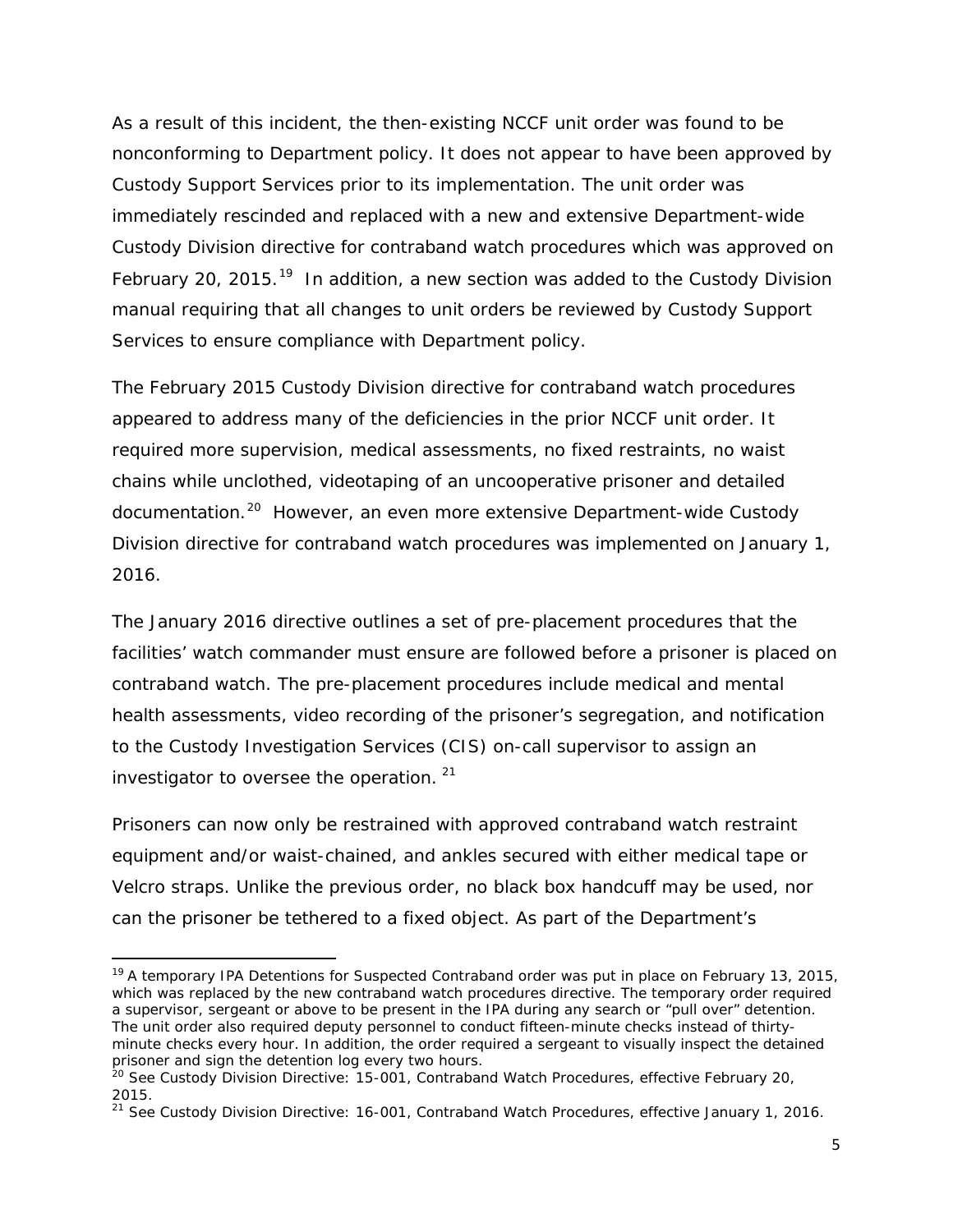As a result of this incident, the then-existing NCCF unit order was found to be nonconforming to Department policy. It does not appear to have been approved by Custody Support Services prior to its implementation. The unit order was immediately rescinded and replaced with a new and extensive Department-wide Custody Division directive for contraband watch procedures which was approved on February 20, 2015.[19] In addition, a new section was added to the Custody Division manual requiring that all changes to unit orders be reviewed by Custody Support Services to ensure compliance with Department policy.

The February 2015 Custody Division directive for contraband watch procedures appeared to address many of the deficiencies in the prior NCCF unit order. It required more supervision, medical assessments, no fixed restraints, no waist chains while unclothed, videotaping of an uncooperative prisoner and detailed documentation.[20] However, an even more extensive Department-wide Custody Division directive for contraband watch procedures was implemented on January 1, 2016.

The January 2016 directive outlines a set of pre-placement procedures that the facilities' watch commander must ensure are followed before a prisoner is placed on contraband watch. The pre-placement procedures include medical and mental health assessments, video recording of the prisoner's segregation, and notification to the Custody Investigation Services (CIS) on-call supervisor to assign an investigator to oversee the operation. [21]

Prisoners can now only be restrained with approved contraband watch restraint equipment and/or waist-chained, and ankles secured with either medical tape or Velcro straps. Unlike the previous order, no black box handcuff may be used, nor can the prisoner be tethered to a fixed object. As part of the Department's

---

[19] A temporary IPA Detentions for Suspected Contraband order was put in place on February 13, 2015, which was replaced by the new contraband watch procedures directive. The temporary order required a supervisor, sergeant or above to be present in the IPA during any search or "pull over" detention. The unit order also required deputy personnel to conduct fifteen-minute checks instead of thirty-minute checks every hour. In addition, the order required a sergeant to visually inspect the detained prisoner and sign the detention log every two hours.

[20] See Custody Division Directive: 15-001, Contraband Watch Procedures, effective February 20, 2015.

[21] See Custody Division Directive: 16-001, Contraband Watch Procedures, effective January 1, 2016.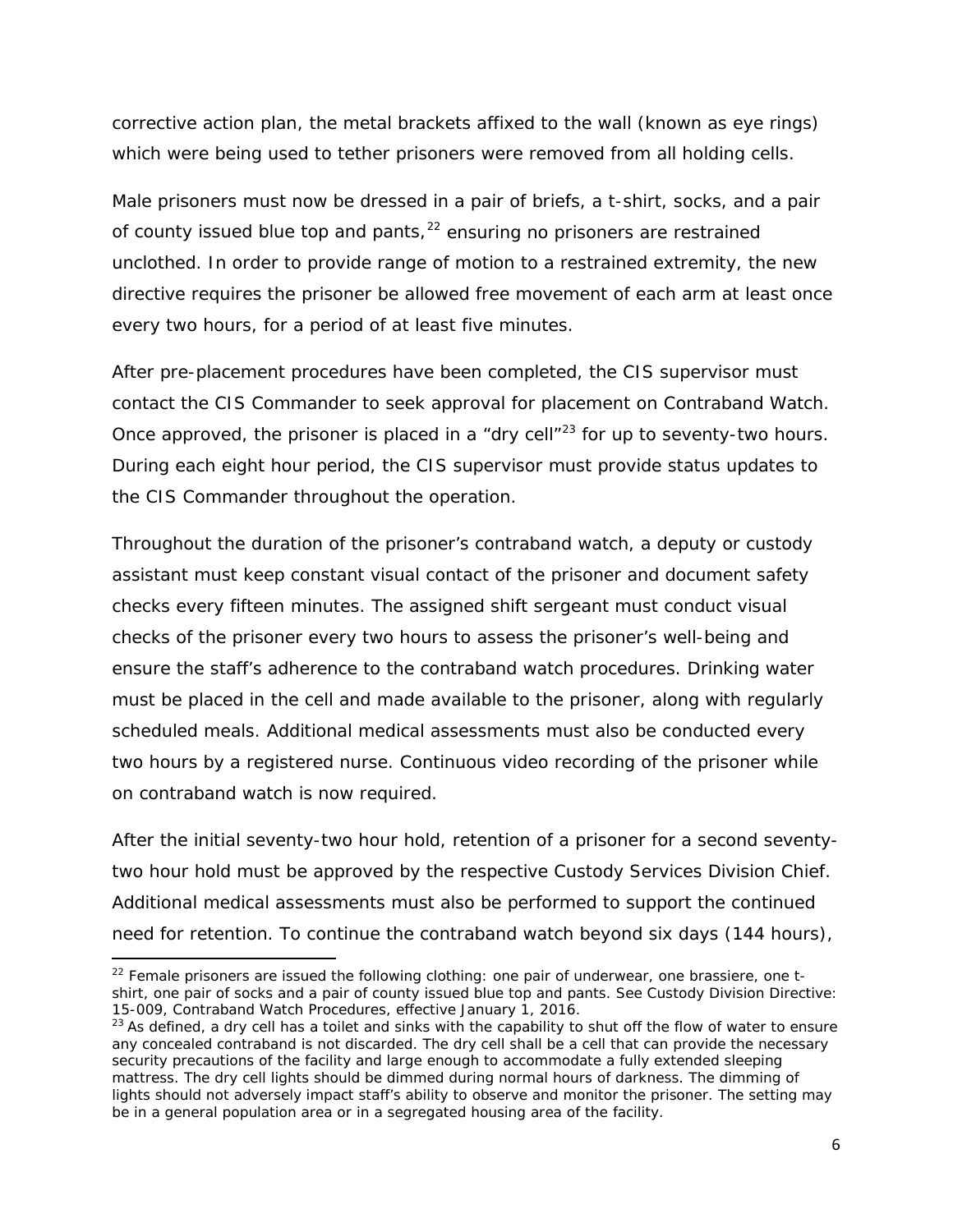corrective action plan, the metal brackets affixed to the wall (known as eye rings) which were being used to tether prisoners were removed from all holding cells.

Male prisoners must now be dressed in a pair of briefs, a t-shirt, socks, and a pair of county issued blue top and pants,[22] ensuring no prisoners are restrained unclothed. In order to provide range of motion to a restrained extremity, the new directive requires the prisoner be allowed free movement of each arm at least once every two hours, for a period of at least five minutes.

After pre-placement procedures have been completed, the CIS supervisor must contact the CIS Commander to seek approval for placement on Contraband Watch. Once approved, the prisoner is placed in a "dry cell"[23] for up to seventy-two hours. During each eight hour period, the CIS supervisor must provide status updates to the CIS Commander throughout the operation.

Throughout the duration of the prisoner's contraband watch, a deputy or custody assistant must keep constant visual contact of the prisoner and document safety checks every fifteen minutes. The assigned shift sergeant must conduct visual checks of the prisoner every two hours to assess the prisoner's well-being and ensure the staff's adherence to the contraband watch procedures. Drinking water must be placed in the cell and made available to the prisoner, along with regularly scheduled meals. Additional medical assessments must also be conducted every two hours by a registered nurse. Continuous video recording of the prisoner while on contraband watch is now required.

After the initial seventy-two hour hold, retention of a prisoner for a second seventy-two hour hold must be approved by the respective Custody Services Division Chief. Additional medical assessments must also be performed to support the continued need for retention. To continue the contraband watch beyond six days (144 hours),

---

[22] Female prisoners are issued the following clothing: one pair of underwear, one brassiere, one t-shirt, one pair of socks and a pair of county issued blue top and pants. See Custody Division Directive: 15-009, Contraband Watch Procedures, effective January 1, 2016.

[23] As defined, a dry cell has a toilet and sinks with the capability to shut off the flow of water to ensure any concealed contraband is not discarded. The dry cell shall be a cell that can provide the necessary security precautions of the facility and large enough to accommodate a fully extended sleeping mattress. The dry cell lights should be dimmed during normal hours of darkness. The dimming of lights should not adversely impact staff's ability to observe and monitor the prisoner. The setting may be in a general population area or in a segregated housing area of the facility.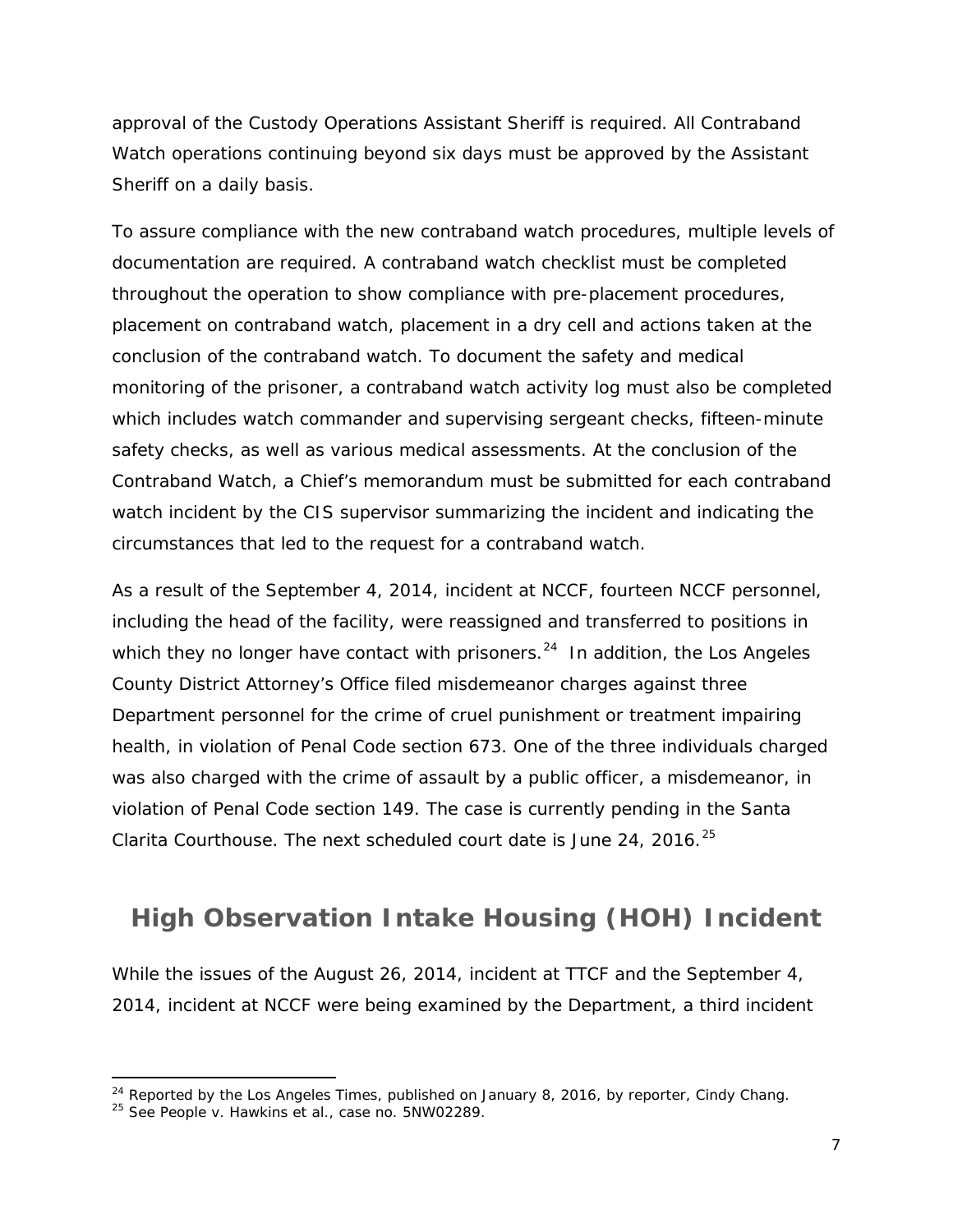approval of the Custody Operations Assistant Sheriff is required. All Contraband Watch operations continuing beyond six days must be approved by the Assistant Sheriff on a daily basis.

To assure compliance with the new contraband watch procedures, multiple levels of documentation are required. A contraband watch checklist must be completed throughout the operation to show compliance with pre-placement procedures, placement on contraband watch, placement in a dry cell and actions taken at the conclusion of the contraband watch. To document the safety and medical monitoring of the prisoner, a contraband watch activity log must also be completed which includes watch commander and supervising sergeant checks, fifteen-minute safety checks, as well as various medical assessments. At the conclusion of the Contraband Watch, a Chief's memorandum must be submitted for each contraband watch incident by the CIS supervisor summarizing the incident and indicating the circumstances that led to the request for a contraband watch.

As a result of the September 4, 2014, incident at NCCF, fourteen NCCF personnel, including the head of the facility, were reassigned and transferred to positions in which they no longer have contact with prisoners.[24] In addition, the Los Angeles County District Attorney's Office filed misdemeanor charges against three Department personnel for the crime of cruel punishment or treatment impairing health, in violation of Penal Code section 673. One of the three individuals charged was also charged with the crime of assault by a public officer, a misdemeanor, in violation of Penal Code section 149. The case is currently pending in the Santa Clarita Courthouse. The next scheduled court date is June 24, 2016.[25]

## High Observation Intake Housing (HOH) Incident

While the issues of the August 26, 2014, incident at TTCF and the September 4, 2014, incident at NCCF were being examined by the Department, a third incident

---

[24] Reported by the Los Angeles Times, published on January 8, 2016, by reporter, Cindy Chang.

[25] See People v. Hawkins et al., case no. 5NW02289.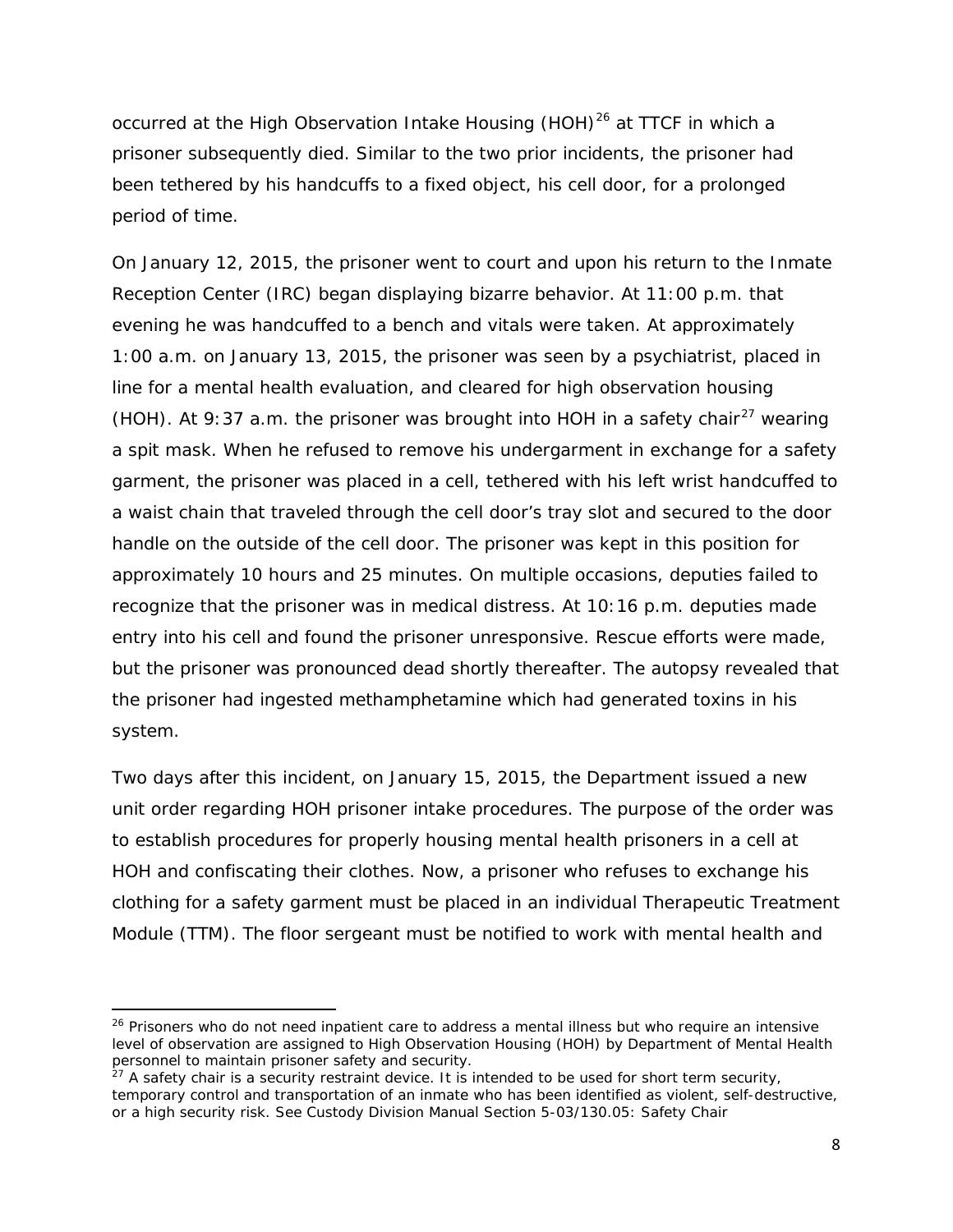occurred at the High Observation Intake Housing (HOH)[26] at TTCF in which a prisoner subsequently died. Similar to the two prior incidents, the prisoner had been tethered by his handcuffs to a fixed object, his cell door, for a prolonged period of time.

On January 12, 2015, the prisoner went to court and upon his return to the Inmate Reception Center (IRC) began displaying bizarre behavior. At 11:00 p.m. that evening he was handcuffed to a bench and vitals were taken. At approximately 1:00 a.m. on January 13, 2015, the prisoner was seen by a psychiatrist, placed in line for a mental health evaluation, and cleared for high observation housing (HOH). At 9:37 a.m. the prisoner was brought into HOH in a safety chair[27] wearing a spit mask. When he refused to remove his undergarment in exchange for a safety garment, the prisoner was placed in a cell, tethered with his left wrist handcuffed to a waist chain that traveled through the cell door's tray slot and secured to the door handle on the outside of the cell door. The prisoner was kept in this position for approximately 10 hours and 25 minutes. On multiple occasions, deputies failed to recognize that the prisoner was in medical distress. At 10:16 p.m. deputies made entry into his cell and found the prisoner unresponsive. Rescue efforts were made, but the prisoner was pronounced dead shortly thereafter. The autopsy revealed that the prisoner had ingested methamphetamine which had generated toxins in his system.

Two days after this incident, on January 15, 2015, the Department issued a new unit order regarding HOH prisoner intake procedures. The purpose of the order was to establish procedures for properly housing mental health prisoners in a cell at HOH and confiscating their clothes. Now, a prisoner who refuses to exchange his clothing for a safety garment must be placed in an individual Therapeutic Treatment Module (TTM). The floor sergeant must be notified to work with mental health and

---

[26] Prisoners who do not need inpatient care to address a mental illness but who require an intensive level of observation are assigned to High Observation Housing (HOH) by Department of Mental Health personnel to maintain prisoner safety and security.

[27] A safety chair is a security restraint device. It is intended to be used for short term security, temporary control and transportation of an inmate who has been identified as violent, self-destructive, or a high security risk. See Custody Division Manual Section 5-03/130.05: Safety Chair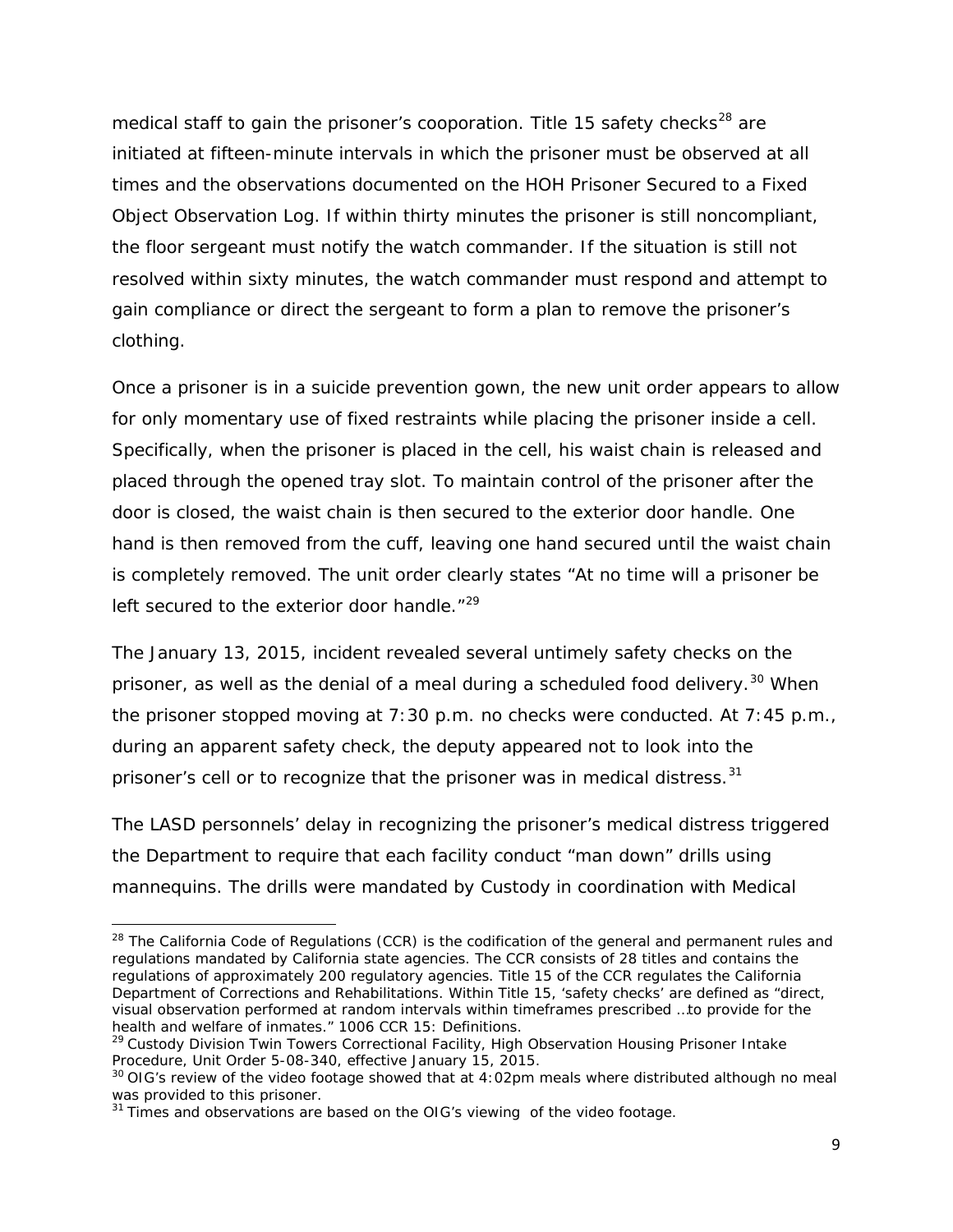medical staff to gain the prisoner's cooperation. Title 15 safety checks[28] are initiated at fifteen-minute intervals in which the prisoner must be observed at all times and the observations documented on the HOH Prisoner Secured to a Fixed Object Observation Log. If within thirty minutes the prisoner is still noncompliant, the floor sergeant must notify the watch commander. If the situation is still not resolved within sixty minutes, the watch commander must respond and attempt to gain compliance or direct the sergeant to form a plan to remove the prisoner's clothing.

Once a prisoner is in a suicide prevention gown, the new unit order appears to allow for only momentary use of fixed restraints while placing the prisoner inside a cell. Specifically, when the prisoner is placed in the cell, his waist chain is released and placed through the opened tray slot. To maintain control of the prisoner after the door is closed, the waist chain is then secured to the exterior door handle. One hand is then removed from the cuff, leaving one hand secured until the waist chain is completely removed. The unit order clearly states "At no time will a prisoner be left secured to the exterior door handle."[29]

The January 13, 2015, incident revealed several untimely safety checks on the prisoner, as well as the denial of a meal during a scheduled food delivery.[30] When the prisoner stopped moving at 7:30 p.m. no checks were conducted. At 7:45 p.m., during an apparent safety check, the deputy appeared not to look into the prisoner's cell or to recognize that the prisoner was in medical distress.[31]

The LASD personnels' delay in recognizing the prisoner's medical distress triggered the Department to require that each facility conduct "man down" drills using mannequins. The drills were mandated by Custody in coordination with Medical

---

[28] The California Code of Regulations (CCR) is the codification of the general and permanent rules and regulations mandated by California state agencies. The CCR consists of 28 titles and contains the regulations of approximately 200 regulatory agencies. Title 15 of the CCR regulates the California Department of Corrections and Rehabilitations. Within Title 15, 'safety checks' are defined as "direct, visual observation performed at random intervals within timeframes prescribed …to provide for the health and welfare of inmates." 1006 CCR 15: Definitions.

[29] Custody Division Twin Towers Correctional Facility, High Observation Housing Prisoner Intake Procedure, Unit Order 5-08-340, effective January 15, 2015.

[30] OIG's review of the video footage showed that at 4:02pm meals where distributed although no meal was provided to this prisoner.

[31] Times and observations are based on the OIG's viewing of the video footage.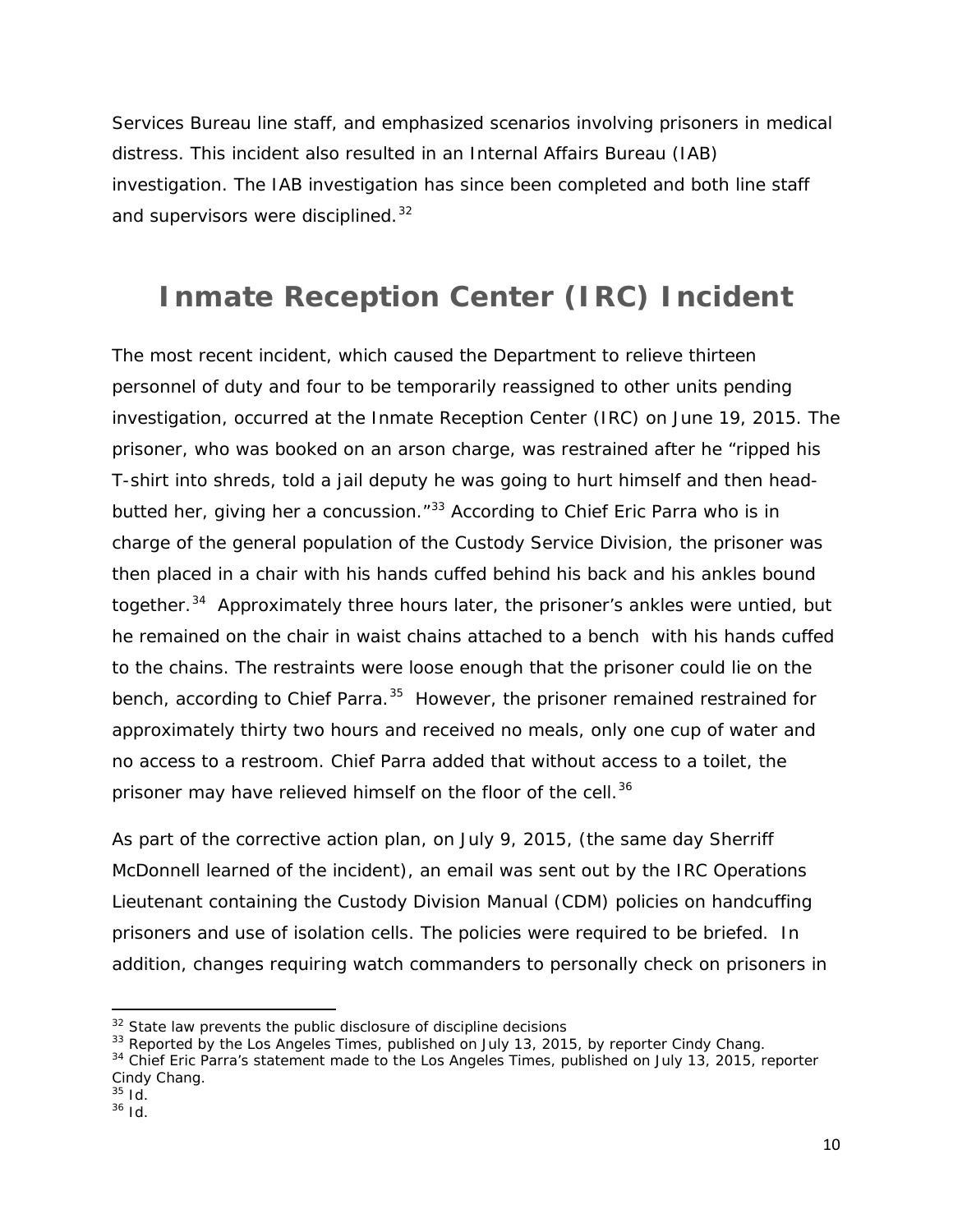Services Bureau line staff, and emphasized scenarios involving prisoners in medical distress. This incident also resulted in an Internal Affairs Bureau (IAB) investigation. The IAB investigation has since been completed and both line staff and supervisors were disciplined.[32]

## Inmate Reception Center (IRC) Incident

The most recent incident, which caused the Department to relieve thirteen personnel of duty and four to be temporarily reassigned to other units pending investigation, occurred at the Inmate Reception Center (IRC) on June 19, 2015. The prisoner, who was booked on an arson charge, was restrained after he "ripped his T-shirt into shreds, told a jail deputy he was going to hurt himself and then head-butted her, giving her a concussion."[33] According to Chief Eric Parra who is in charge of the general population of the Custody Service Division, the prisoner was then placed in a chair with his hands cuffed behind his back and his ankles bound together.[34] Approximately three hours later, the prisoner's ankles were untied, but he remained on the chair in waist chains attached to a bench with his hands cuffed to the chains. The restraints were loose enough that the prisoner could lie on the bench, according to Chief Parra.[35] However, the prisoner remained restrained for approximately thirty two hours and received no meals, only one cup of water and no access to a restroom. Chief Parra added that without access to a toilet, the prisoner may have relieved himself on the floor of the cell.[36]

As part of the corrective action plan, on July 9, 2015, (the same day Sherriff McDonnell learned of the incident), an email was sent out by the IRC Operations Lieutenant containing the Custody Division Manual (CDM) policies on handcuffing prisoners and use of isolation cells. The policies were required to be briefed. In addition, changes requiring watch commanders to personally check on prisoners in

---

[32] State law prevents the public disclosure of discipline decisions

[33] Reported by the Los Angeles Times, published on July 13, 2015, by reporter Cindy Chang.

[34] Chief Eric Parra's statement made to the Los Angeles Times, published on July 13, 2015, reporter Cindy Chang.

[35] Id.

[36] Id.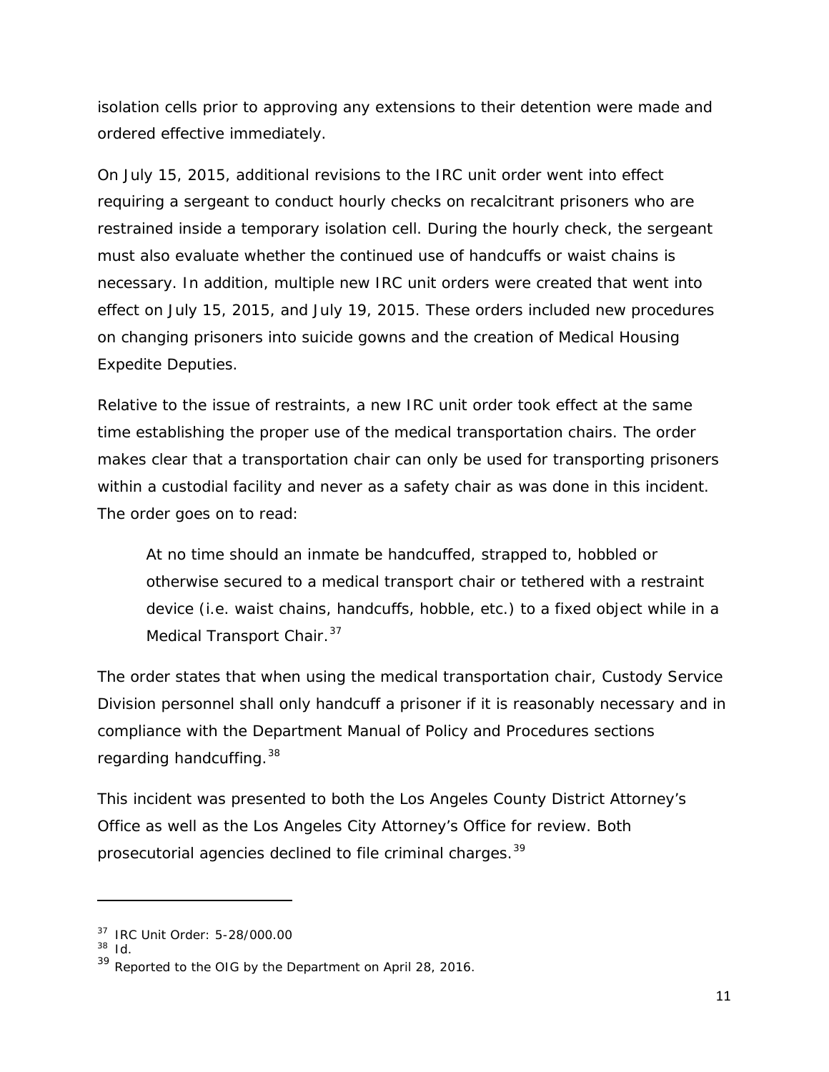isolation cells prior to approving any extensions to their detention were made and ordered effective immediately.

On July 15, 2015, additional revisions to the IRC unit order went into effect requiring a sergeant to conduct hourly checks on recalcitrant prisoners who are restrained inside a temporary isolation cell. During the hourly check, the sergeant must also evaluate whether the continued use of handcuffs or waist chains is necessary. In addition, multiple new IRC unit orders were created that went into effect on July 15, 2015, and July 19, 2015. These orders included new procedures on changing prisoners into suicide gowns and the creation of Medical Housing Expedite Deputies.

Relative to the issue of restraints, a new IRC unit order took effect at the same time establishing the proper use of the medical transportation chairs. The order makes clear that a transportation chair can only be used for transporting prisoners within a custodial facility and never as a safety chair as was done in this incident. The order goes on to read:

> At no time should an inmate be handcuffed, strapped to, hobbled or otherwise secured to a medical transport chair or tethered with a restraint device (i.e. waist chains, handcuffs, hobble, etc.) to a fixed object while in a Medical Transport Chair.[37]

The order states that when using the medical transportation chair, Custody Service Division personnel shall only handcuff a prisoner if it is reasonably necessary and in compliance with the Department Manual of Policy and Procedures sections regarding handcuffing.[38]

This incident was presented to both the Los Angeles County District Attorney's Office as well as the Los Angeles City Attorney's Office for review. Both prosecutorial agencies declined to file criminal charges.[39]

---

[37] IRC Unit Order: 5-28/000.00

[38] *Id.*

[39] Reported to the OIG by the Department on April 28, 2016.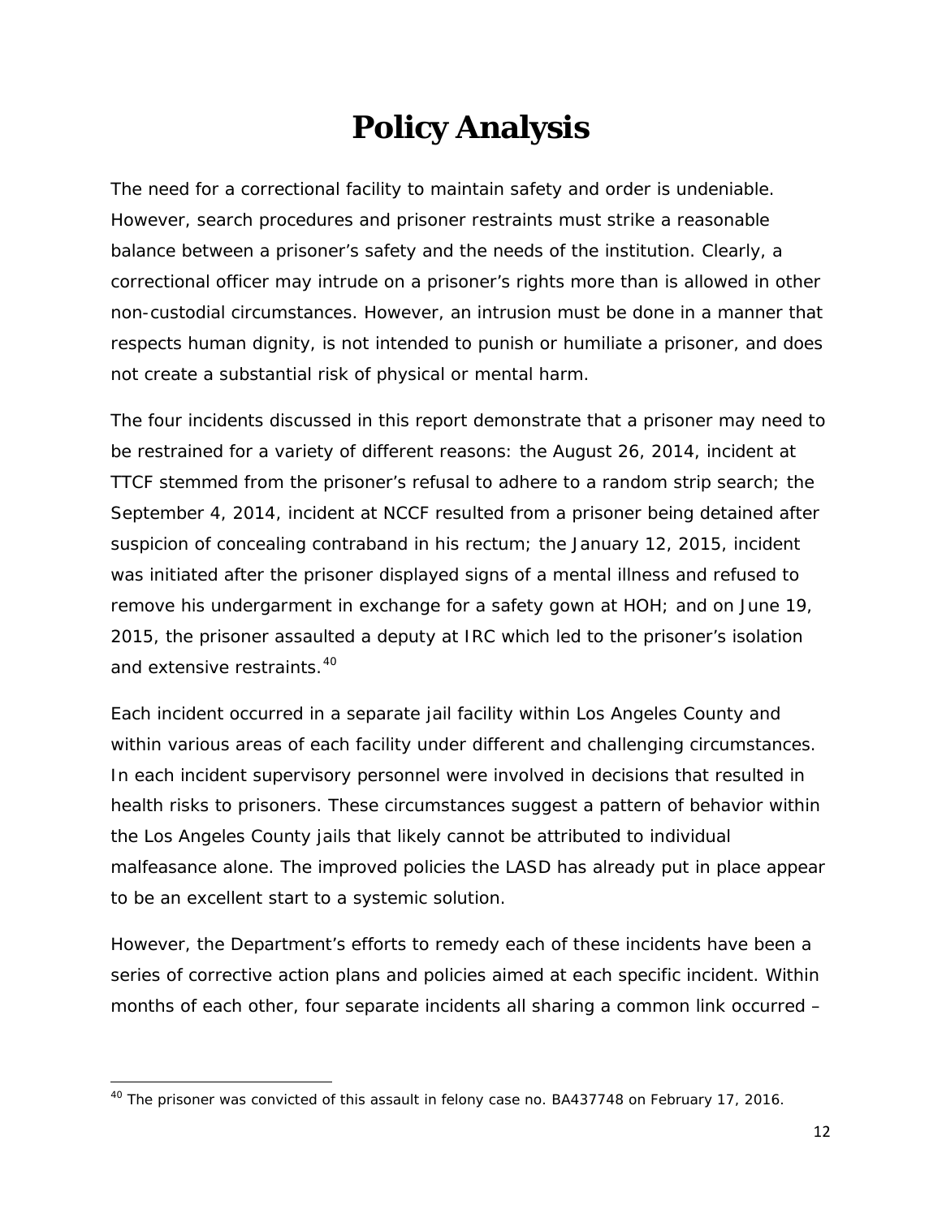# Policy Analysis

The need for a correctional facility to maintain safety and order is undeniable. However, search procedures and prisoner restraints must strike a reasonable balance between a prisoner's safety and the needs of the institution. Clearly, a correctional officer may intrude on a prisoner's rights more than is allowed in other non-custodial circumstances. However, an intrusion must be done in a manner that respects human dignity, is not intended to punish or humiliate a prisoner, and does not create a substantial risk of physical or mental harm.

The four incidents discussed in this report demonstrate that a prisoner may need to be restrained for a variety of different reasons: the August 26, 2014, incident at TTCF stemmed from the prisoner's refusal to adhere to a random strip search; the September 4, 2014, incident at NCCF resulted from a prisoner being detained after suspicion of concealing contraband in his rectum; the January 12, 2015, incident was initiated after the prisoner displayed signs of a mental illness and refused to remove his undergarment in exchange for a safety gown at HOH; and on June 19, 2015, the prisoner assaulted a deputy at IRC which led to the prisoner's isolation and extensive restraints.[40]

Each incident occurred in a separate jail facility within Los Angeles County and within various areas of each facility under different and challenging circumstances. In each incident supervisory personnel were involved in decisions that resulted in health risks to prisoners. These circumstances suggest a pattern of behavior within the Los Angeles County jails that likely cannot be attributed to individual malfeasance alone. The improved policies the LASD has already put in place appear to be an excellent start to a systemic solution.

However, the Department's efforts to remedy each of these incidents have been a series of corrective action plans and policies aimed at each specific incident. Within months of each other, four separate incidents all sharing a common link occurred –

[40] The prisoner was convicted of this assault in felony case no. BA437748 on February 17, 2016.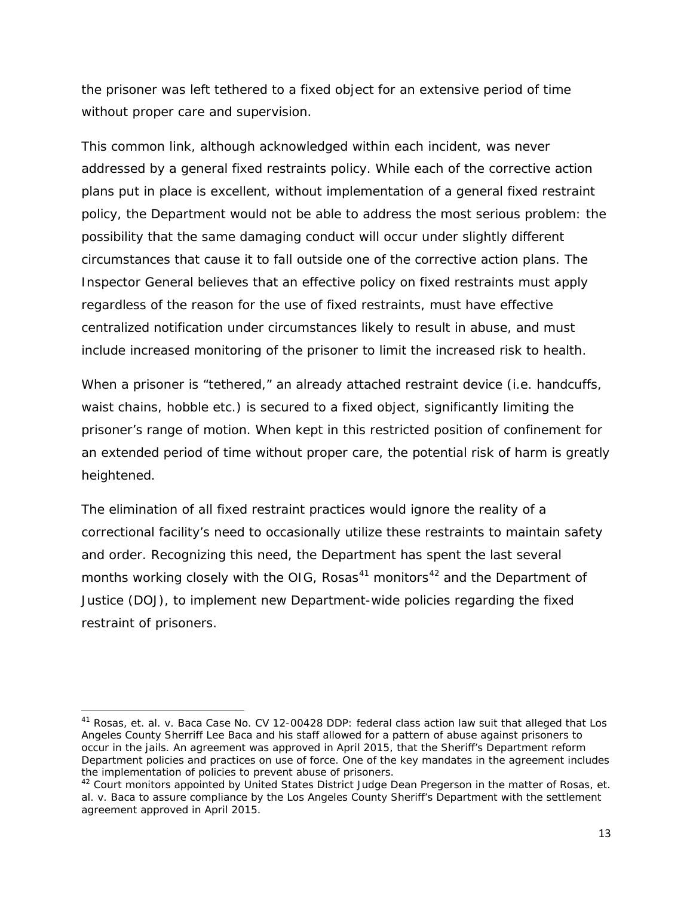the prisoner was left tethered to a fixed object for an extensive period of time without proper care and supervision.

This common link, although acknowledged within each incident, was never addressed by a general fixed restraints policy. While each of the corrective action plans put in place is excellent, without implementation of a general fixed restraint policy, the Department would not be able to address the most serious problem: the possibility that the same damaging conduct will occur under slightly different circumstances that cause it to fall outside one of the corrective action plans. The Inspector General believes that an effective policy on fixed restraints must apply regardless of the reason for the use of fixed restraints, must have effective centralized notification under circumstances likely to result in abuse, and must include increased monitoring of the prisoner to limit the increased risk to health.

When a prisoner is "tethered," an already attached restraint device (i.e. handcuffs, waist chains, hobble etc.) is secured to a fixed object, significantly limiting the prisoner's range of motion. When kept in this restricted position of confinement for an extended period of time without proper care, the potential risk of harm is greatly heightened.

The elimination of all fixed restraint practices would ignore the reality of a correctional facility's need to occasionally utilize these restraints to maintain safety and order. Recognizing this need, the Department has spent the last several months working closely with the OIG, Rosas[41] monitors[42] and the Department of Justice (DOJ), to implement new Department-wide policies regarding the fixed restraint of prisoners.

---

[41] Rosas, et. al. v. Baca Case No. CV 12-00428 DDP: federal class action law suit that alleged that Los Angeles County Sherriff Lee Baca and his staff allowed for a pattern of abuse against prisoners to occur in the jails. An agreement was approved in April 2015, that the Sheriff's Department reform Department policies and practices on use of force. One of the key mandates in the agreement includes the implementation of policies to prevent abuse of prisoners.

[42] Court monitors appointed by United States District Judge Dean Pregerson in the matter of Rosas, et. al. v. Baca to assure compliance by the Los Angeles County Sheriff's Department with the settlement agreement approved in April 2015.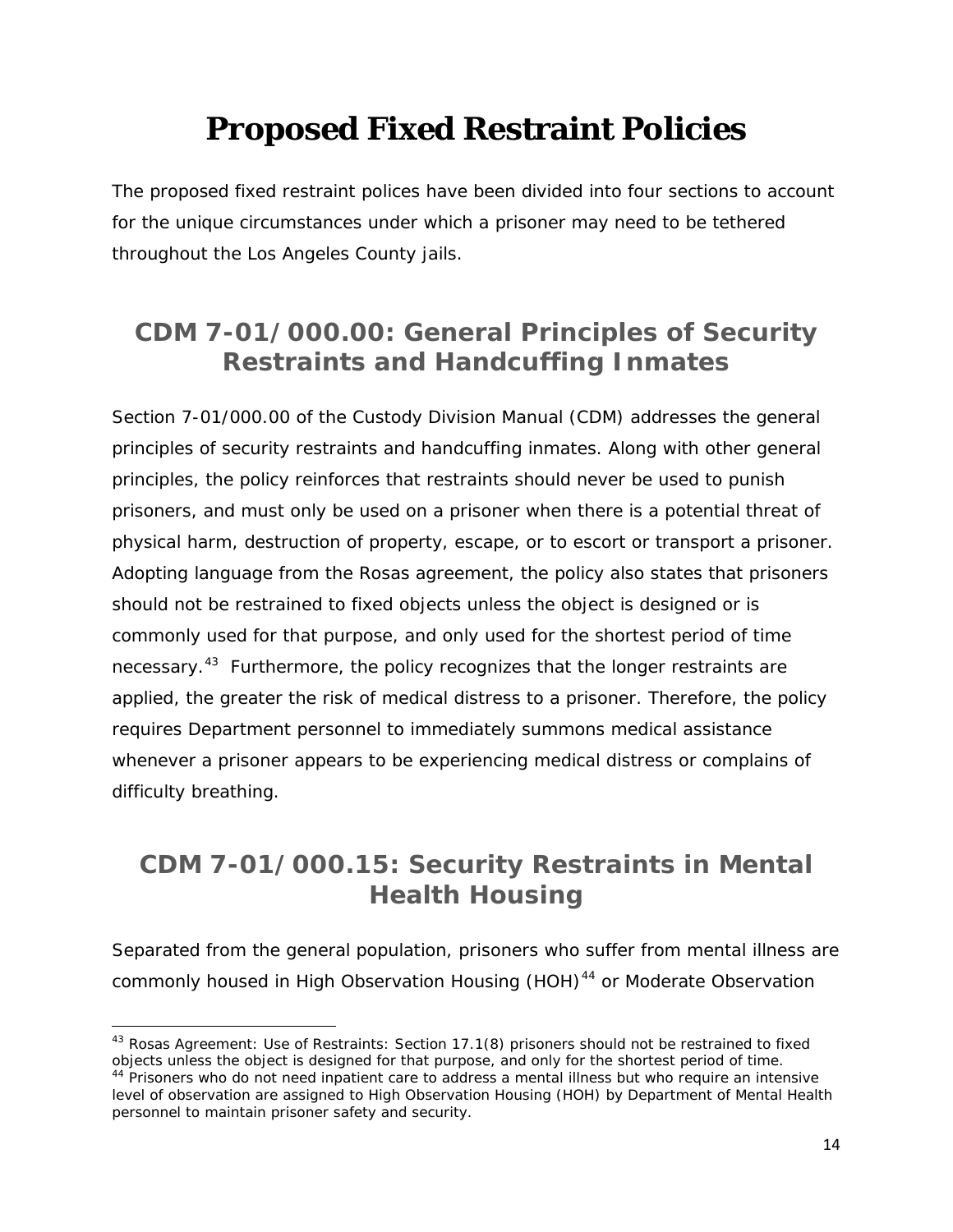# Proposed Fixed Restraint Policies

The proposed fixed restraint polices have been divided into four sections to account for the unique circumstances under which a prisoner may need to be tethered throughout the Los Angeles County jails.

## CDM 7-01/000.00: General Principles of Security Restraints and Handcuffing Inmates

Section 7-01/000.00 of the Custody Division Manual (CDM) addresses the general principles of security restraints and handcuffing inmates. Along with other general principles, the policy reinforces that restraints should never be used to punish prisoners, and must only be used on a prisoner when there is a potential threat of physical harm, destruction of property, escape, or to escort or transport a prisoner. Adopting language from the Rosas agreement, the policy also states that prisoners should not be restrained to fixed objects unless the object is designed or is commonly used for that purpose, and only used for the shortest period of time necessary.[43] Furthermore, the policy recognizes that the longer restraints are applied, the greater the risk of medical distress to a prisoner. Therefore, the policy requires Department personnel to immediately summons medical assistance whenever a prisoner appears to be experiencing medical distress or complains of difficulty breathing.

## CDM 7-01/000.15: Security Restraints in Mental Health Housing

Separated from the general population, prisoners who suffer from mental illness are commonly housed in High Observation Housing (HOH)[44] or Moderate Observation

---

[43] Rosas Agreement: Use of Restraints: Section 17.1(8) prisoners should not be restrained to fixed objects unless the object is designed for that purpose, and only for the shortest period of time.

[44] Prisoners who do not need inpatient care to address a mental illness but who require an intensive level of observation are assigned to High Observation Housing (HOH) by Department of Mental Health personnel to maintain prisoner safety and security.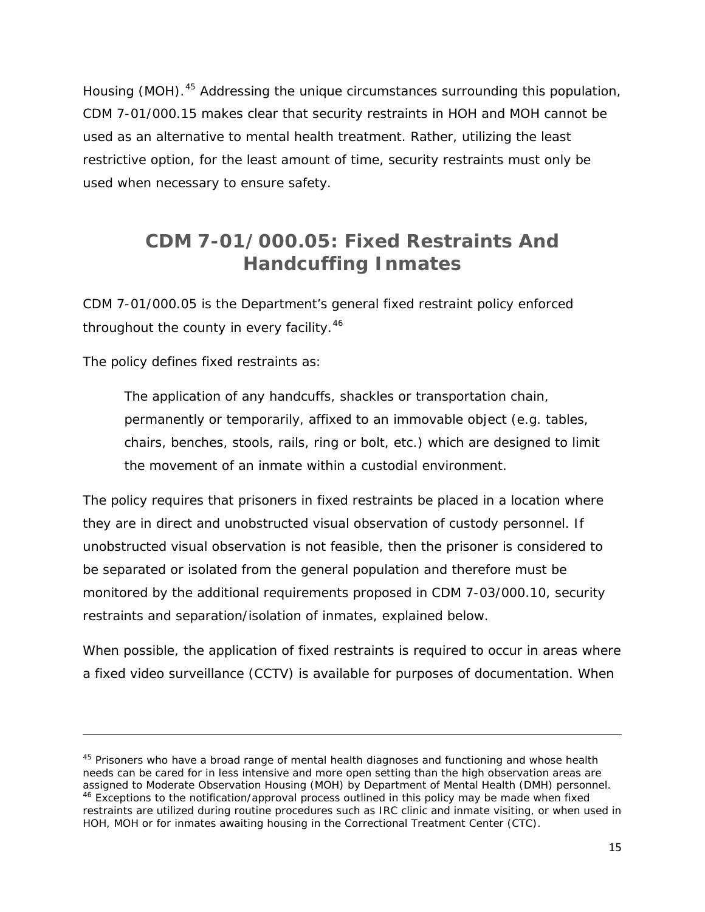Housing (MOH).[45] Addressing the unique circumstances surrounding this population, CDM 7-01/000.15 makes clear that security restraints in HOH and MOH cannot be used as an alternative to mental health treatment. Rather, utilizing the least restrictive option, for the least amount of time, security restraints must only be used when necessary to ensure safety.

## CDM 7-01/000.05: Fixed Restraints And Handcuffing Inmates

CDM 7-01/000.05 is the Department's general fixed restraint policy enforced throughout the county in every facility.[46]

The policy defines fixed restraints as:

> The application of any handcuffs, shackles or transportation chain, permanently or temporarily, affixed to an immovable object (e.g. tables, chairs, benches, stools, rails, ring or bolt, etc.) which are designed to limit the movement of an inmate within a custodial environment.

The policy requires that prisoners in fixed restraints be placed in a location where they are in direct and unobstructed visual observation of custody personnel. If unobstructed visual observation is not feasible, then the prisoner is considered to be separated or isolated from the general population and therefore must be monitored by the additional requirements proposed in CDM 7-03/000.10, security restraints and separation/isolation of inmates, explained below.

When possible, the application of fixed restraints is required to occur in areas where a fixed video surveillance (CCTV) is available for purposes of documentation. When

---

[45] Prisoners who have a broad range of mental health diagnoses and functioning and whose health needs can be cared for in less intensive and more open setting than the high observation areas are assigned to Moderate Observation Housing (MOH) by Department of Mental Health (DMH) personnel.

[46] Exceptions to the notification/approval process outlined in this policy may be made when fixed restraints are utilized during routine procedures such as IRC clinic and inmate visiting, or when used in HOH, MOH or for inmates awaiting housing in the Correctional Treatment Center (CTC).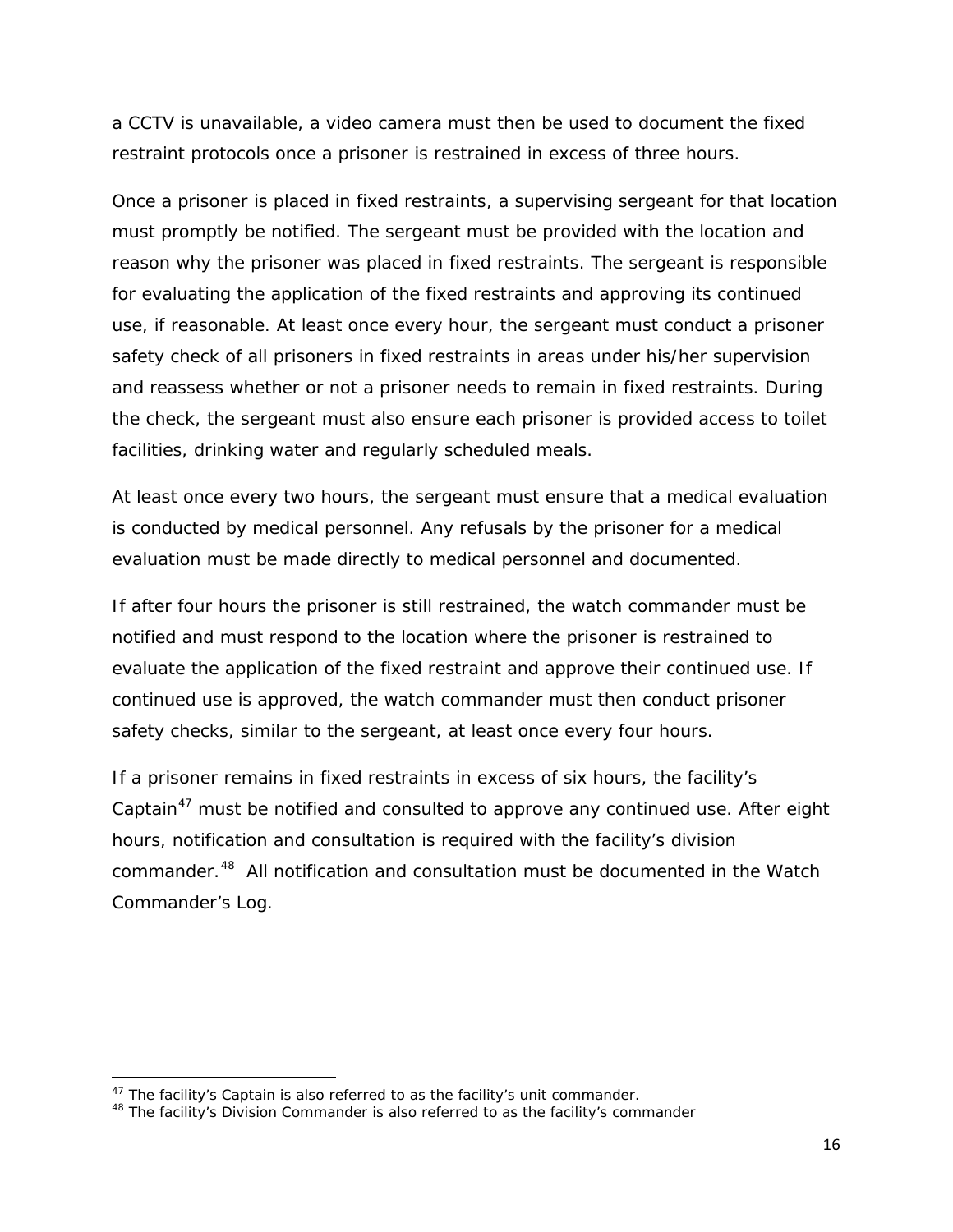a CCTV is unavailable, a video camera must then be used to document the fixed restraint protocols once a prisoner is restrained in excess of three hours.

Once a prisoner is placed in fixed restraints, a supervising sergeant for that location must promptly be notified. The sergeant must be provided with the location and reason why the prisoner was placed in fixed restraints. The sergeant is responsible for evaluating the application of the fixed restraints and approving its continued use, if reasonable. At least once every hour, the sergeant must conduct a prisoner safety check of all prisoners in fixed restraints in areas under his/her supervision and reassess whether or not a prisoner needs to remain in fixed restraints. During the check, the sergeant must also ensure each prisoner is provided access to toilet facilities, drinking water and regularly scheduled meals.

At least once every two hours, the sergeant must ensure that a medical evaluation is conducted by medical personnel. Any refusals by the prisoner for a medical evaluation must be made directly to medical personnel and documented.

If after four hours the prisoner is still restrained, the watch commander must be notified and must respond to the location where the prisoner is restrained to evaluate the application of the fixed restraint and approve their continued use. If continued use is approved, the watch commander must then conduct prisoner safety checks, similar to the sergeant, at least once every four hours.

If a prisoner remains in fixed restraints in excess of six hours, the facility's Captain[47] must be notified and consulted to approve any continued use. After eight hours, notification and consultation is required with the facility's division commander.[48] All notification and consultation must be documented in the Watch Commander's Log.

[47] The facility's Captain is also referred to as the facility's unit commander.

[48] The facility's Division Commander is also referred to as the facility's commander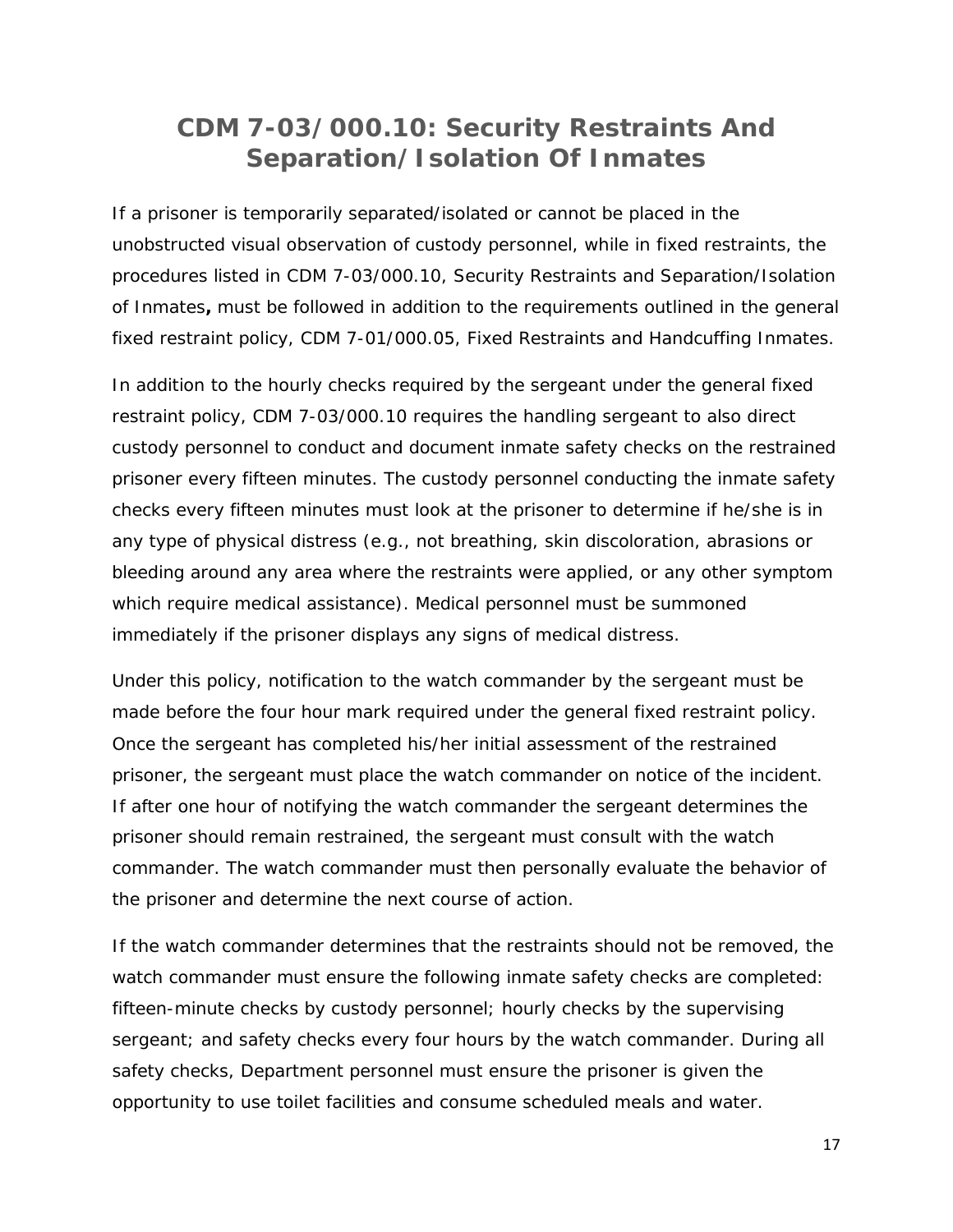# CDM 7-03/000.10: Security Restraints And Separation/Isolation Of Inmates

If a prisoner is temporarily separated/isolated or cannot be placed in the unobstructed visual observation of custody personnel, while in fixed restraints, the procedures listed in CDM 7-03/000.10, Security Restraints and Separation/Isolation of Inmates**,** must be followed in addition to the requirements outlined in the general fixed restraint policy, CDM 7-01/000.05, Fixed Restraints and Handcuffing Inmates.

In addition to the hourly checks required by the sergeant under the general fixed restraint policy, CDM 7-03/000.10 requires the handling sergeant to also direct custody personnel to conduct and document inmate safety checks on the restrained prisoner every fifteen minutes. The custody personnel conducting the inmate safety checks every fifteen minutes must look at the prisoner to determine if he/she is in any type of physical distress (e.g., not breathing, skin discoloration, abrasions or bleeding around any area where the restraints were applied, or any other symptom which require medical assistance). Medical personnel must be summoned immediately if the prisoner displays any signs of medical distress.

Under this policy, notification to the watch commander by the sergeant must be made before the four hour mark required under the general fixed restraint policy. Once the sergeant has completed his/her initial assessment of the restrained prisoner, the sergeant must place the watch commander on notice of the incident. If after one hour of notifying the watch commander the sergeant determines the prisoner should remain restrained, the sergeant must consult with the watch commander. The watch commander must then personally evaluate the behavior of the prisoner and determine the next course of action.

If the watch commander determines that the restraints should not be removed, the watch commander must ensure the following inmate safety checks are completed: fifteen-minute checks by custody personnel; hourly checks by the supervising sergeant; and safety checks every four hours by the watch commander. During all safety checks, Department personnel must ensure the prisoner is given the opportunity to use toilet facilities and consume scheduled meals and water.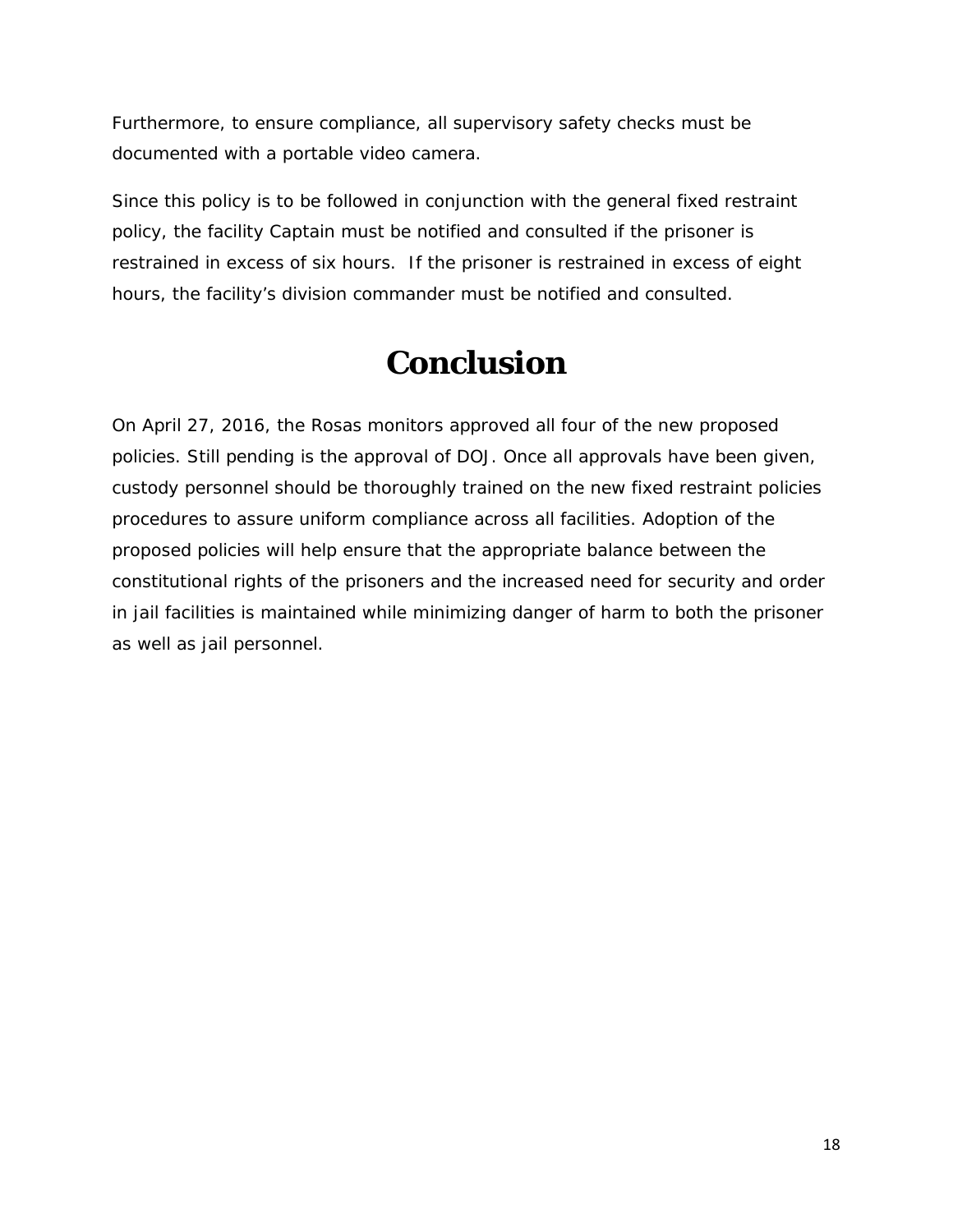Furthermore, to ensure compliance, all supervisory safety checks must be documented with a portable video camera.

Since this policy is to be followed in conjunction with the general fixed restraint policy, the facility Captain must be notified and consulted if the prisoner is restrained in excess of six hours.  If the prisoner is restrained in excess of eight hours, the facility's division commander must be notified and consulted.

# Conclusion

On April 27, 2016, the Rosas monitors approved all four of the new proposed policies. Still pending is the approval of DOJ. Once all approvals have been given, custody personnel should be thoroughly trained on the new fixed restraint policies procedures to assure uniform compliance across all facilities. Adoption of the proposed policies will help ensure that the appropriate balance between the constitutional rights of the prisoners and the increased need for security and order in jail facilities is maintained while minimizing danger of harm to both the prisoner as well as jail personnel.